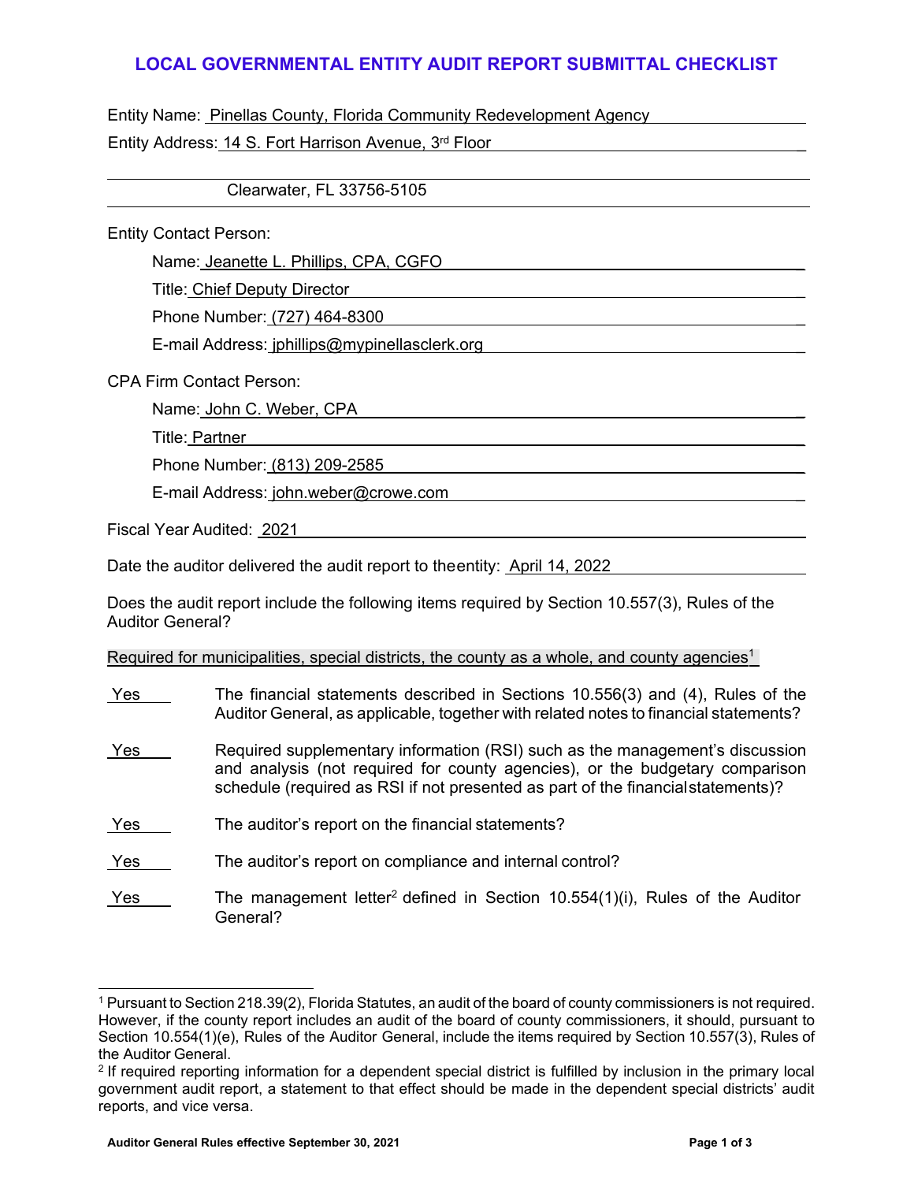# LOCAL GOVERNMENTAL ENTITY AUDIT REPORT SUBMITTAL CHECKLIST

Entity Name: Pinellas County, Florida Community Redevelopment Agency

Entity Address: 14 S. Fort Harrison Avenue, 3rd Floor

Clearwater, FL 33756-5105

Entity Contact Person:

- Name: Jeanette L. Phillips, CPA, CGFO
- Title: Chief Deputy Director
- Phone Number: (727) 464-8300
- E-mail Address: jphillips@mypinellasclerk.org

CPA Firm Contact Person:

- Name: John C. Weber, CPA
- Title: Partner
- Phone Number: (813) 209-2585
- E-mail Address: john.weber@crowe.com

Fiscal Year Audited: 2021

Date the auditor delivered the audit report to the entity: April 14, 2022

Does the audit report include the following items required by Section 10.557(3), Rules of the Auditor General?

Required for municipalities, special districts, the county as a whole, and county agencies[1]

| | |
|---|---|
| Yes | The financial statements described in Sections 10.556(3) and (4), Rules of the Auditor General, as applicable, together with related notes to financial statements? |
| Yes | Required supplementary information (RSI) such as the management's discussion and analysis (not required for county agencies), or the budgetary comparison schedule (required as RSI if not presented as part of the financial statements)? |
| Yes | The auditor's report on the financial statements? |
| Yes | The auditor's report on compliance and internal control? |
| Yes | The management letter[2] defined in Section 10.554(1)(i), Rules of the Auditor General? |

[1] Pursuant to Section 218.39(2), Florida Statutes, an audit of the board of county commissioners is not required. However, if the county report includes an audit of the board of county commissioners, it should, pursuant to Section 10.554(1)(e), Rules of the Auditor General, include the items required by Section 10.557(3), Rules of the Auditor General.

[2] If required reporting information for a dependent special district is fulfilled by inclusion in the primary local government audit report, a statement to that effect should be made in the dependent special districts' audit reports, and vice versa.

Auditor General Rules effective September 30, 2021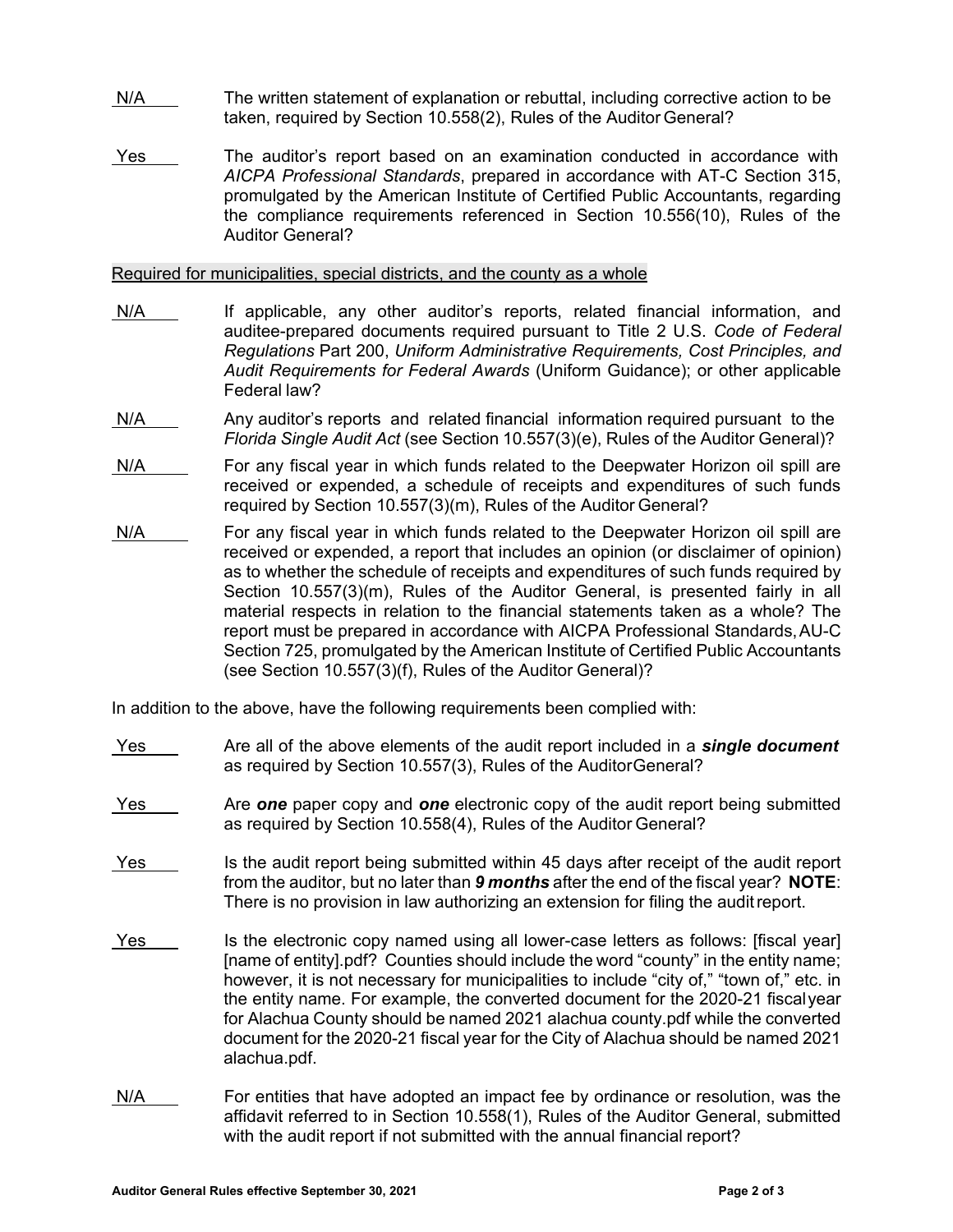N/A The written statement of explanation or rebuttal, including corrective action to be taken, required by Section 10.558(2), Rules of the Auditor General?

Yes The auditor's report based on an examination conducted in accordance with *AICPA Professional Standards*, prepared in accordance with AT-C Section 315, promulgated by the American Institute of Certified Public Accountants, regarding the compliance requirements referenced in Section 10.556(10), Rules of the Auditor General?

Required for municipalities, special districts, and the county as a whole

N/A If applicable, any other auditor's reports, related financial information, and auditee-prepared documents required pursuant to Title 2 U.S. *Code of Federal Regulations* Part 200, *Uniform Administrative Requirements, Cost Principles, and Audit Requirements for Federal Awards* (Uniform Guidance); or other applicable Federal law?

N/A Any auditor's reports and related financial information required pursuant to the *Florida Single Audit Act* (see Section 10.557(3)(e), Rules of the Auditor General)?

N/A For any fiscal year in which funds related to the Deepwater Horizon oil spill are received or expended, a schedule of receipts and expenditures of such funds required by Section 10.557(3)(m), Rules of the Auditor General?

N/A For any fiscal year in which funds related to the Deepwater Horizon oil spill are received or expended, a report that includes an opinion (or disclaimer of opinion) as to whether the schedule of receipts and expenditures of such funds required by Section 10.557(3)(m), Rules of the Auditor General, is presented fairly in all material respects in relation to the financial statements taken as a whole? The report must be prepared in accordance with AICPA Professional Standards, AU-C Section 725, promulgated by the American Institute of Certified Public Accountants (see Section 10.557(3)(f), Rules of the Auditor General)?

In addition to the above, have the following requirements been complied with:

Yes Are all of the above elements of the audit report included in a ***single document*** as required by Section 10.557(3), Rules of the Auditor General?

Yes Are ***one*** paper copy and ***one*** electronic copy of the audit report being submitted as required by Section 10.558(4), Rules of the Auditor General?

Yes Is the audit report being submitted within 45 days after receipt of the audit report from the auditor, but no later than ***9 months*** after the end of the fiscal year? **NOTE**: There is no provision in law authorizing an extension for filing the audit report.

Yes Is the electronic copy named using all lower-case letters as follows: [fiscal year] [name of entity].pdf? Counties should include the word "county" in the entity name; however, it is not necessary for municipalities to include "city of," "town of," etc. in the entity name. For example, the converted document for the 2020-21 fiscal year for Alachua County should be named 2021 alachua county.pdf while the converted document for the 2020-21 fiscal year for the City of Alachua should be named 2021 alachua.pdf.

N/A For entities that have adopted an impact fee by ordinance or resolution, was the affidavit referred to in Section 10.558(1), Rules of the Auditor General, submitted with the audit report if not submitted with the annual financial report?

**Auditor General Rules effective September 30, 2021**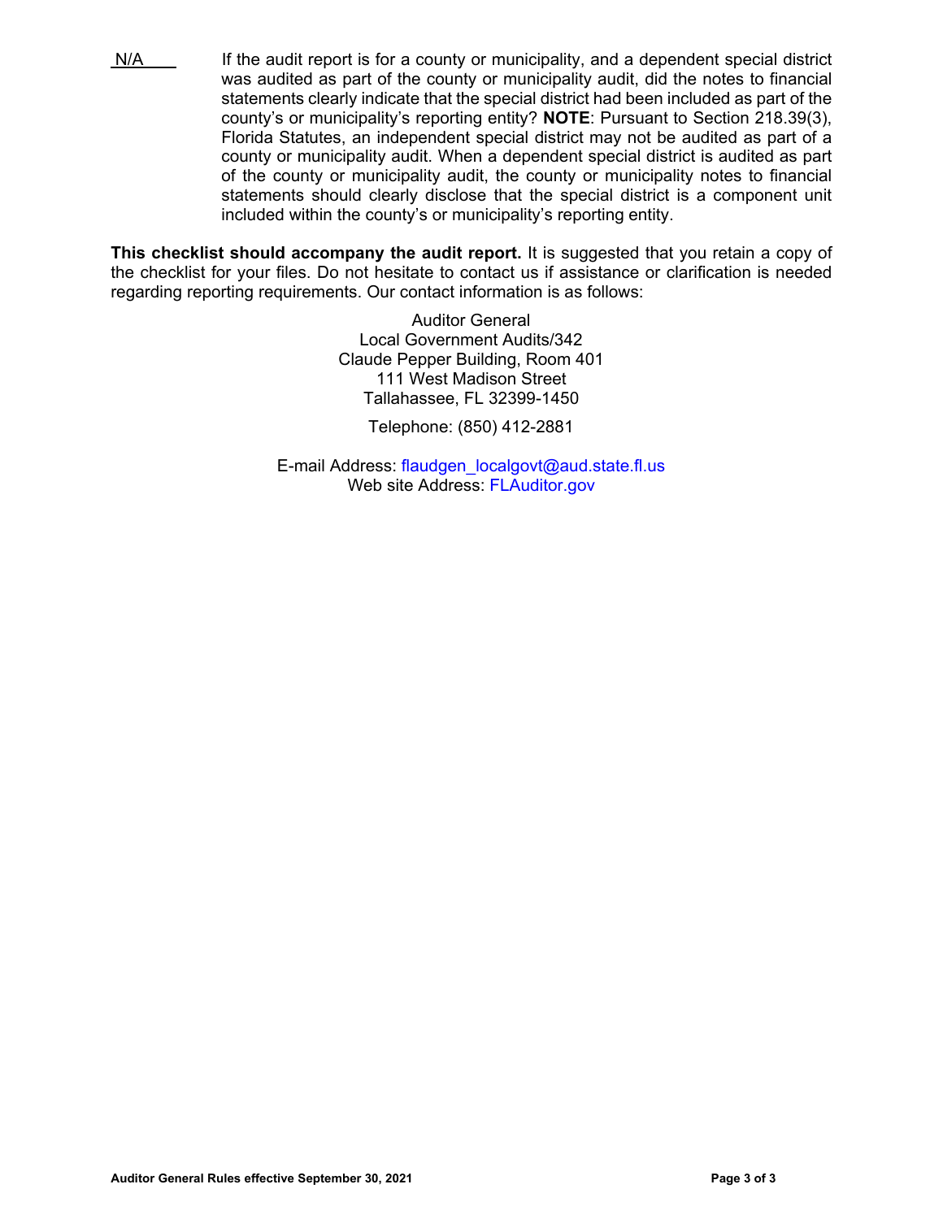N/A If the audit report is for a county or municipality, and a dependent special district was audited as part of the county or municipality audit, did the notes to financial statements clearly indicate that the special district had been included as part of the county's or municipality's reporting entity? **NOTE**: Pursuant to Section 218.39(3), Florida Statutes, an independent special district may not be audited as part of a county or municipality audit. When a dependent special district is audited as part of the county or municipality audit, the county or municipality notes to financial statements should clearly disclose that the special district is a component unit included within the county's or municipality's reporting entity.

**This checklist should accompany the audit report.** It is suggested that you retain a copy of the checklist for your files. Do not hesitate to contact us if assistance or clarification is needed regarding reporting requirements. Our contact information is as follows:

Auditor General
Local Government Audits/342
Claude Pepper Building, Room 401
111 West Madison Street
Tallahassee, FL 32399-1450

Telephone: (850) 412-2881

E-mail Address: flaudgen_localgovt@aud.state.fl.us
Web site Address: FLAuditor.gov

Auditor General Rules effective September 30, 2021